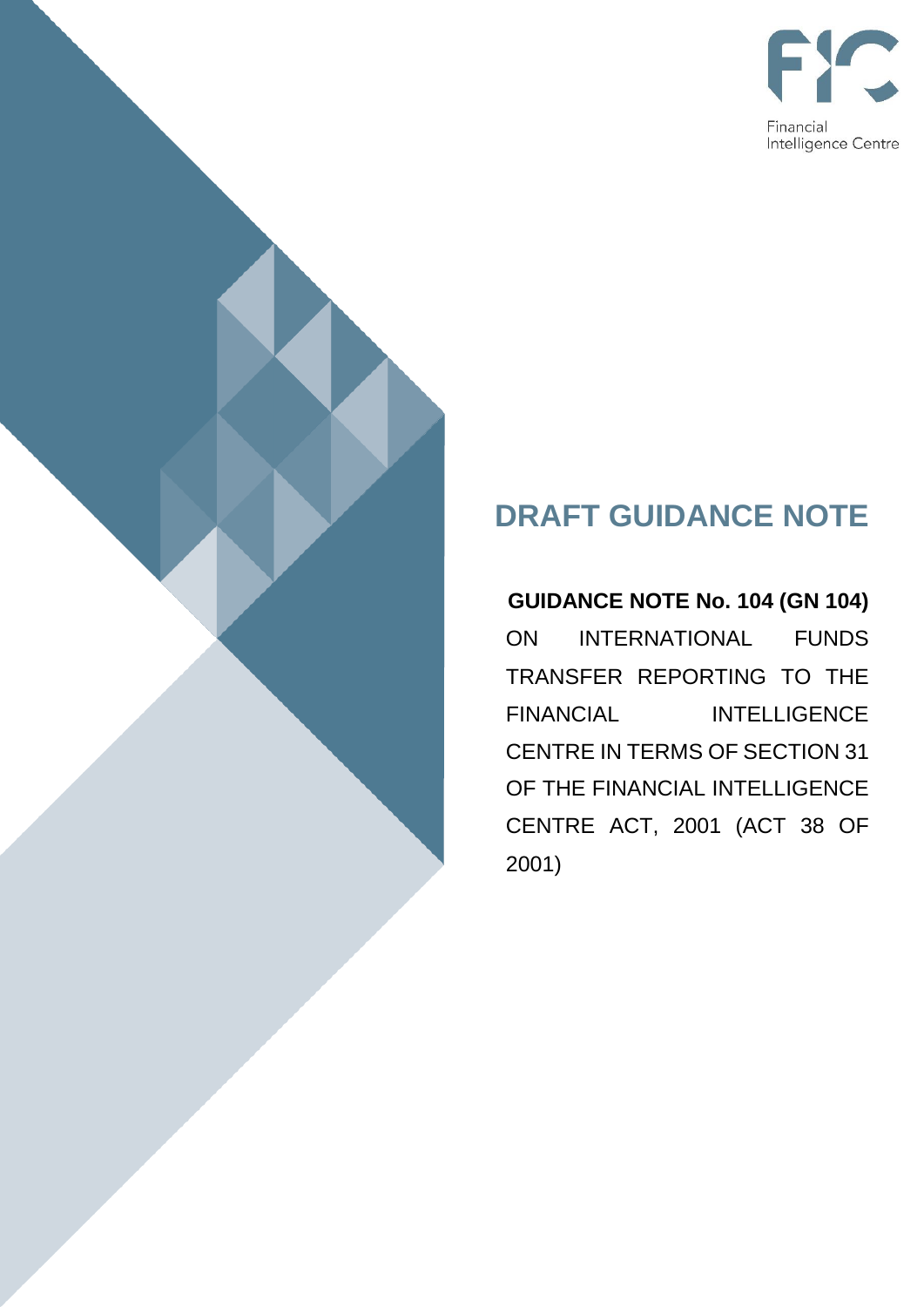Financial Intelligence Centre

# DRAFT GUIDANCE NOTE

**GUIDANCE NOTE No. 104 (GN 104)**

ON INTERNATIONAL FUNDS TRANSFER REPORTING TO THE FINANCIAL INTELLIGENCE CENTRE IN TERMS OF SECTION 31 OF THE FINANCIAL INTELLIGENCE CENTRE ACT, 2001 (ACT 38 OF 2001)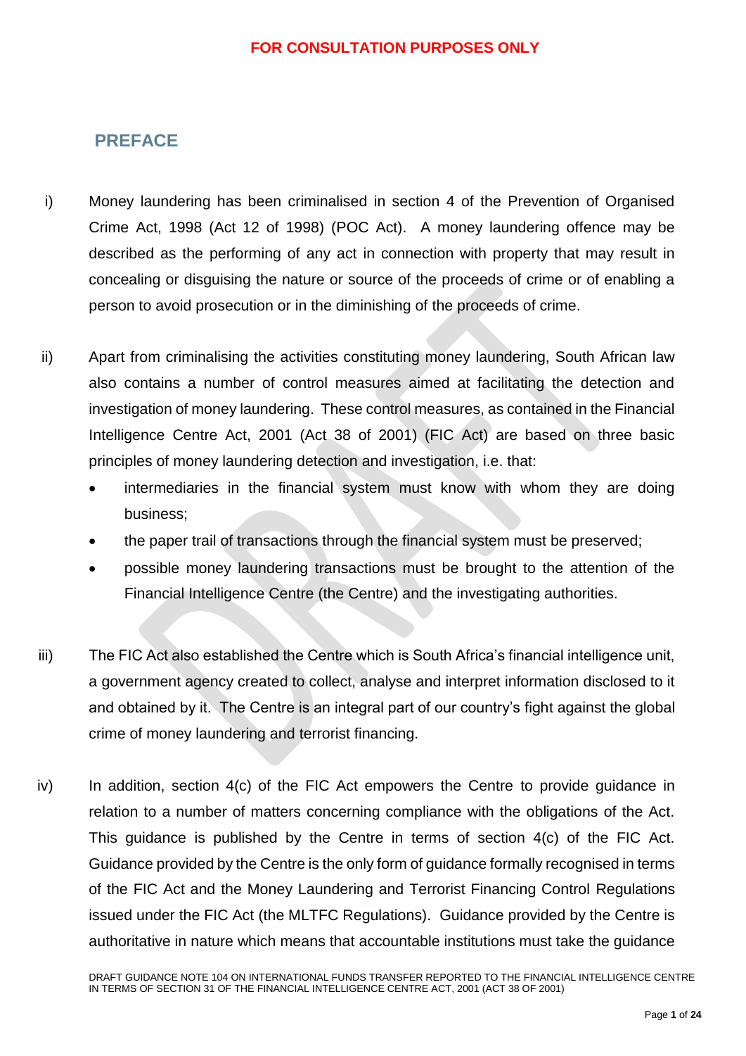## PREFACE

i) Money laundering has been criminalised in section 4 of the Prevention of Organised Crime Act, 1998 (Act 12 of 1998) (POC Act). A money laundering offence may be described as the performing of any act in connection with property that may result in concealing or disguising the nature or source of the proceeds of crime or of enabling a person to avoid prosecution or in the diminishing of the proceeds of crime.

ii) Apart from criminalising the activities constituting money laundering, South African law also contains a number of control measures aimed at facilitating the detection and investigation of money laundering. These control measures, as contained in the Financial Intelligence Centre Act, 2001 (Act 38 of 2001) (FIC Act) are based on three basic principles of money laundering detection and investigation, i.e. that:

- intermediaries in the financial system must know with whom they are doing business;
- the paper trail of transactions through the financial system must be preserved;
- possible money laundering transactions must be brought to the attention of the Financial Intelligence Centre (the Centre) and the investigating authorities.

iii) The FIC Act also established the Centre which is South Africa's financial intelligence unit, a government agency created to collect, analyse and interpret information disclosed to it and obtained by it. The Centre is an integral part of our country's fight against the global crime of money laundering and terrorist financing.

iv) In addition, section 4(c) of the FIC Act empowers the Centre to provide guidance in relation to a number of matters concerning compliance with the obligations of the Act. This guidance is published by the Centre in terms of section 4(c) of the FIC Act. Guidance provided by the Centre is the only form of guidance formally recognised in terms of the FIC Act and the Money Laundering and Terrorist Financing Control Regulations issued under the FIC Act (the MLTFC Regulations). Guidance provided by the Centre is authoritative in nature which means that accountable institutions must take the guidance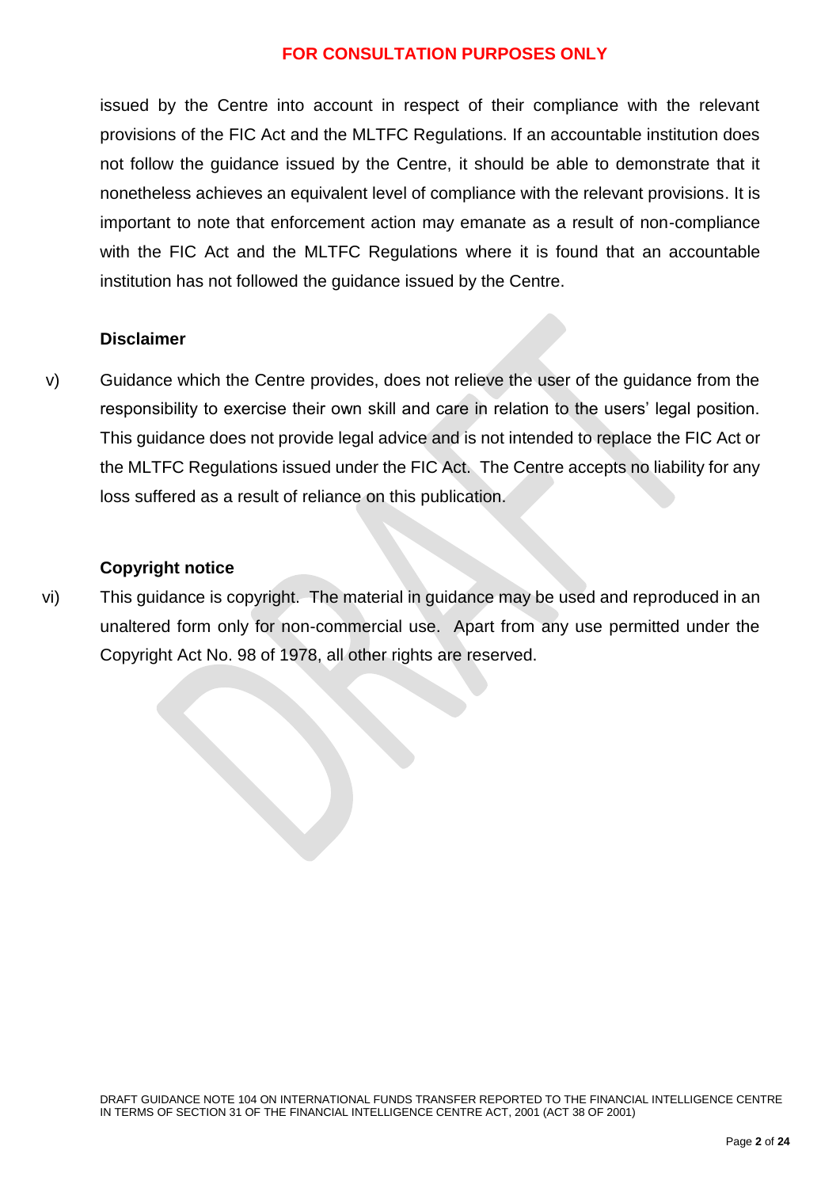issued by the Centre into account in respect of their compliance with the relevant provisions of the FIC Act and the MLTFC Regulations. If an accountable institution does not follow the guidance issued by the Centre, it should be able to demonstrate that it nonetheless achieves an equivalent level of compliance with the relevant provisions. It is important to note that enforcement action may emanate as a result of non-compliance with the FIC Act and the MLTFC Regulations where it is found that an accountable institution has not followed the guidance issued by the Centre.

**Disclaimer**

v) Guidance which the Centre provides, does not relieve the user of the guidance from the responsibility to exercise their own skill and care in relation to the users' legal position. This guidance does not provide legal advice and is not intended to replace the FIC Act or the MLTFC Regulations issued under the FIC Act. The Centre accepts no liability for any loss suffered as a result of reliance on this publication.

**Copyright notice**

vi) This guidance is copyright. The material in guidance may be used and reproduced in an unaltered form only for non-commercial use. Apart from any use permitted under the Copyright Act No. 98 of 1978, all other rights are reserved.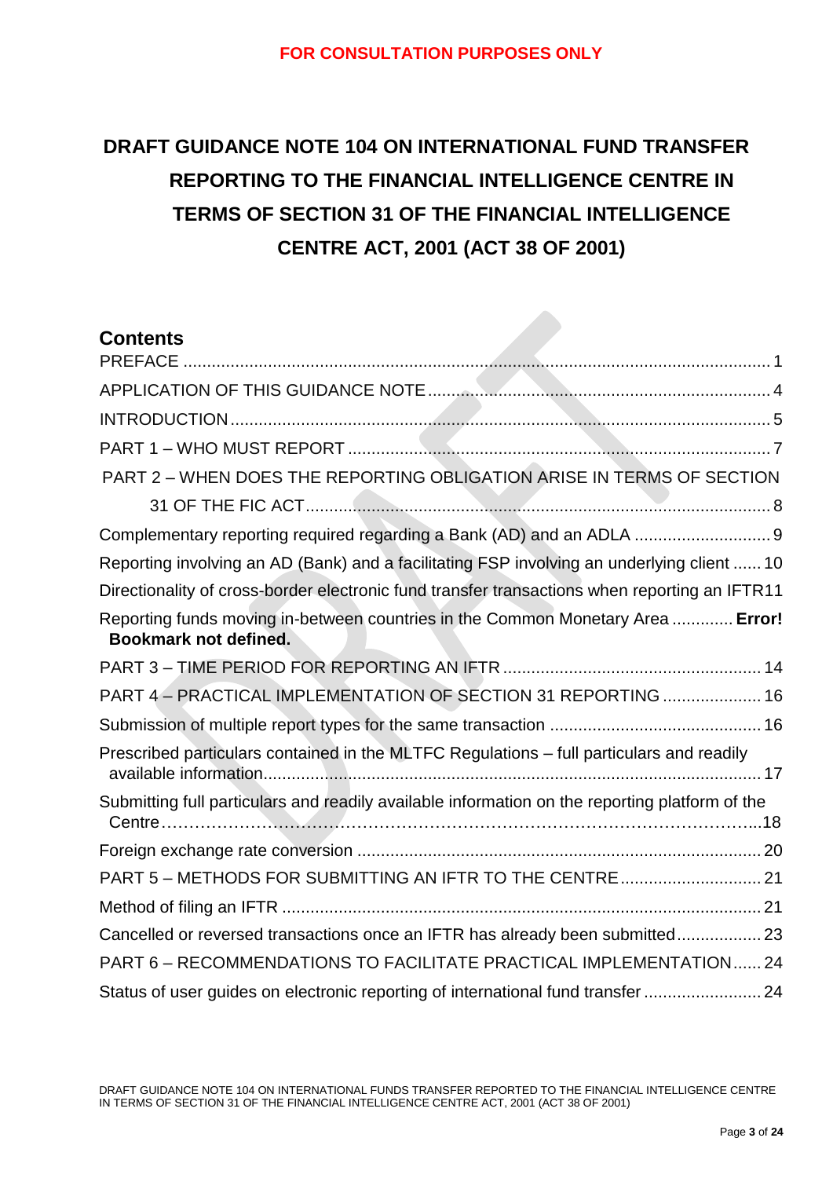FOR CONSULTATION PURPOSES ONLY

# DRAFT GUIDANCE NOTE 104 ON INTERNATIONAL FUND TRANSFER REPORTING TO THE FINANCIAL INTELLIGENCE CENTRE IN TERMS OF SECTION 31 OF THE FINANCIAL INTELLIGENCE CENTRE ACT, 2001 (ACT 38 OF 2001)

## Contents

PREFACE ........................................................................................................................ 1

APPLICATION OF THIS GUIDANCE NOTE ..................................................................... 4

INTRODUCTION ............................................................................................................... 5

PART 1 – WHO MUST REPORT ....................................................................................... 7

PART 2 – WHEN DOES THE REPORTING OBLIGATION ARISE IN TERMS OF SECTION 31 OF THE FIC ACT .................................................................................................... 8

Complementary reporting required regarding a Bank (AD) and an ADLA ............................ 9

Reporting involving an AD (Bank) and a facilitating FSP involving an underlying client ...... 10

Directionality of cross-border electronic fund transfer transactions when reporting an IFTR11

Reporting funds moving in-between countries in the Common Monetary Area ............. **Error! Bookmark not defined.**

PART 3 – TIME PERIOD FOR REPORTING AN IFTR ..................................................... 14

PART 4 – PRACTICAL IMPLEMENTATION OF SECTION 31 REPORTING .................... 16

Submission of multiple report types for the same transaction ............................................ 16

Prescribed particulars contained in the MLTFC Regulations – full particulars and readily available information ......................................................................................................... 17

Submitting full particulars and readily available information on the reporting platform of the Centre .................................................................................................................................18

Foreign exchange rate conversion ..................................................................................... 20

PART 5 – METHODS FOR SUBMITTING AN IFTR TO THE CENTRE ............................. 21

Method of filing an IFTR ..................................................................................................... 21

Cancelled or reversed transactions once an IFTR has already been submitted .................. 23

PART 6 – RECOMMENDATIONS TO FACILITATE PRACTICAL IMPLEMENTATION ...... 24

Status of user guides on electronic reporting of international fund transfer ......................... 24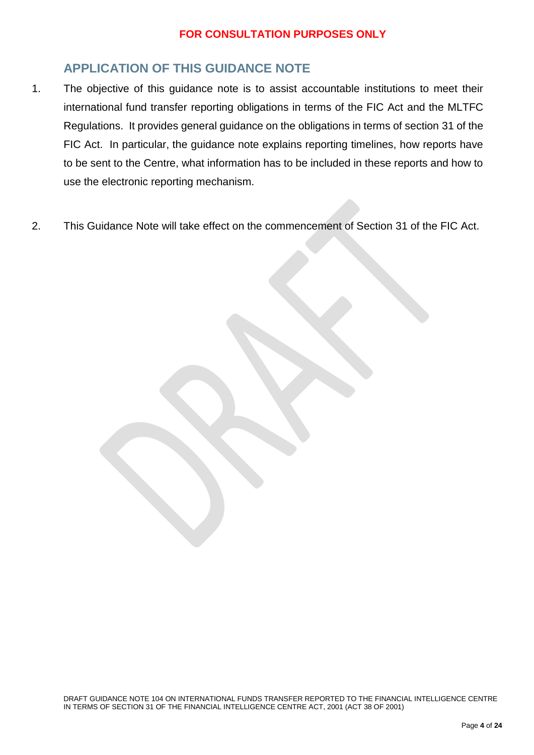## APPLICATION OF THIS GUIDANCE NOTE

1. The objective of this guidance note is to assist accountable institutions to meet their international fund transfer reporting obligations in terms of the FIC Act and the MLTFC Regulations. It provides general guidance on the obligations in terms of section 31 of the FIC Act. In particular, the guidance note explains reporting timelines, how reports have to be sent to the Centre, what information has to be included in these reports and how to use the electronic reporting mechanism.

2. This Guidance Note will take effect on the commencement of Section 31 of the FIC Act.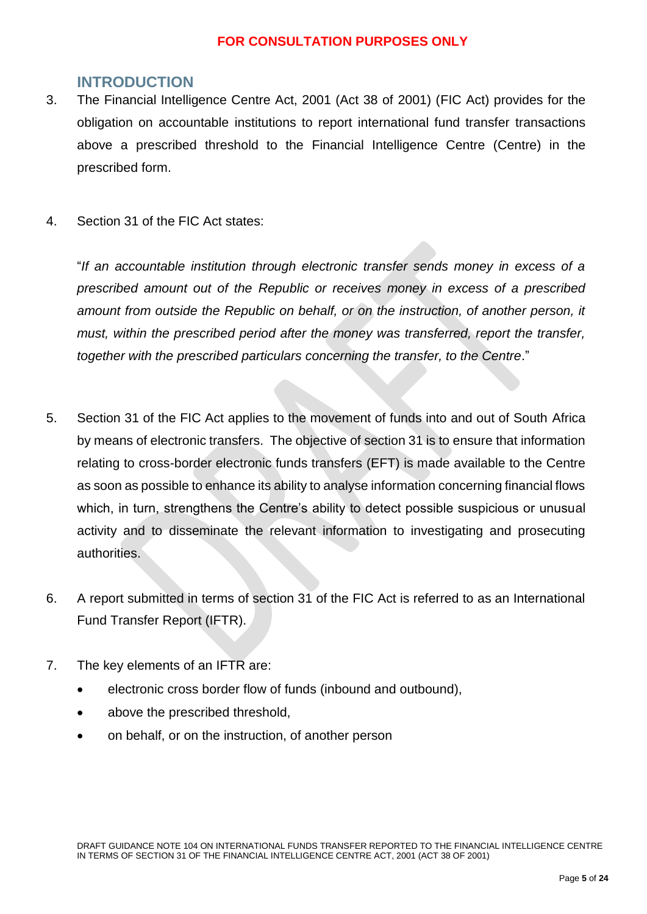## INTRODUCTION

3. The Financial Intelligence Centre Act, 2001 (Act 38 of 2001) (FIC Act) provides for the obligation on accountable institutions to report international fund transfer transactions above a prescribed threshold to the Financial Intelligence Centre (Centre) in the prescribed form.

4. Section 31 of the FIC Act states:

   "*If an accountable institution through electronic transfer sends money in excess of a prescribed amount out of the Republic or receives money in excess of a prescribed amount from outside the Republic on behalf, or on the instruction, of another person, it must, within the prescribed period after the money was transferred, report the transfer, together with the prescribed particulars concerning the transfer, to the Centre*."

5. Section 31 of the FIC Act applies to the movement of funds into and out of South Africa by means of electronic transfers. The objective of section 31 is to ensure that information relating to cross-border electronic funds transfers (EFT) is made available to the Centre as soon as possible to enhance its ability to analyse information concerning financial flows which, in turn, strengthens the Centre's ability to detect possible suspicious or unusual activity and to disseminate the relevant information to investigating and prosecuting authorities.

6. A report submitted in terms of section 31 of the FIC Act is referred to as an International Fund Transfer Report (IFTR).

7. The key elements of an IFTR are:
   - electronic cross border flow of funds (inbound and outbound),
   - above the prescribed threshold,
   - on behalf, or on the instruction, of another person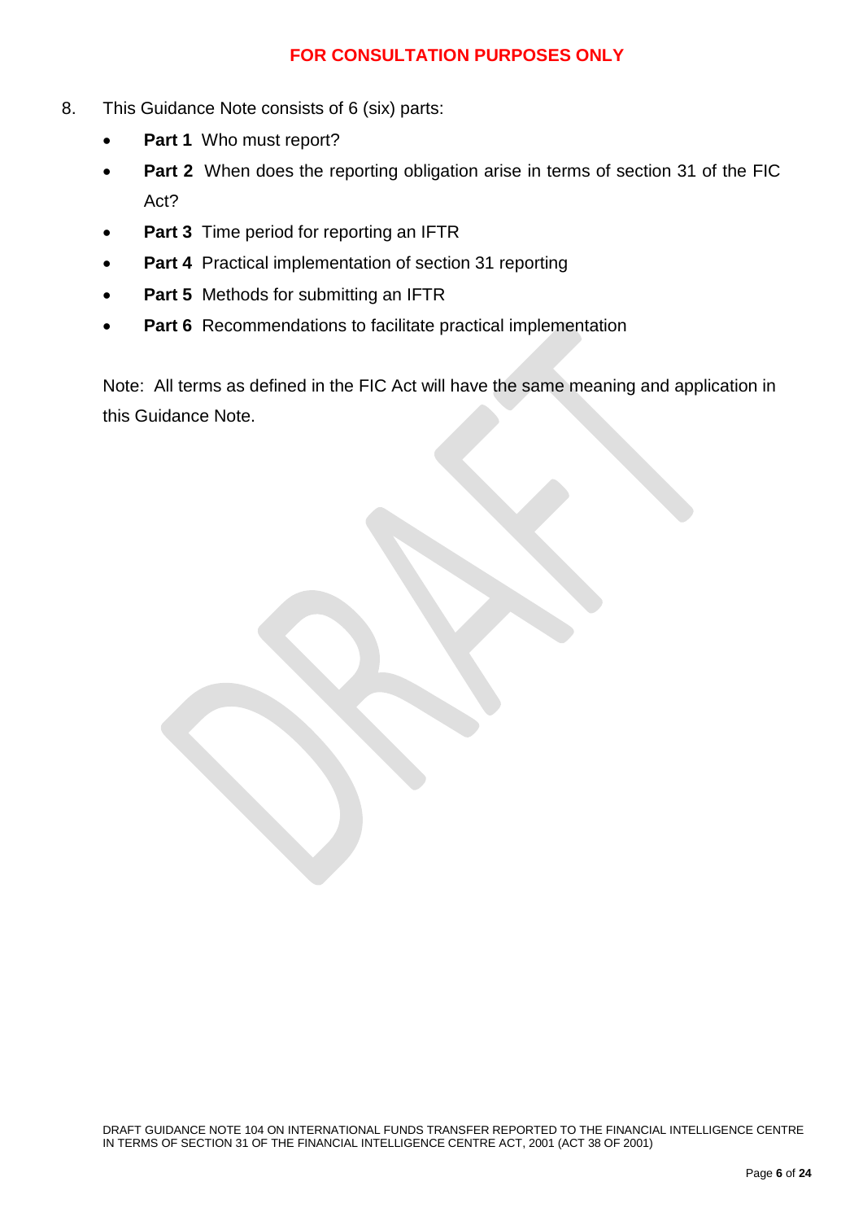8. This Guidance Note consists of 6 (six) parts:

- **Part 1** Who must report?
- **Part 2** When does the reporting obligation arise in terms of section 31 of the FIC Act?
- **Part 3** Time period for reporting an IFTR
- **Part 4** Practical implementation of section 31 reporting
- **Part 5** Methods for submitting an IFTR
- **Part 6** Recommendations to facilitate practical implementation

Note: All terms as defined in the FIC Act will have the same meaning and application in this Guidance Note.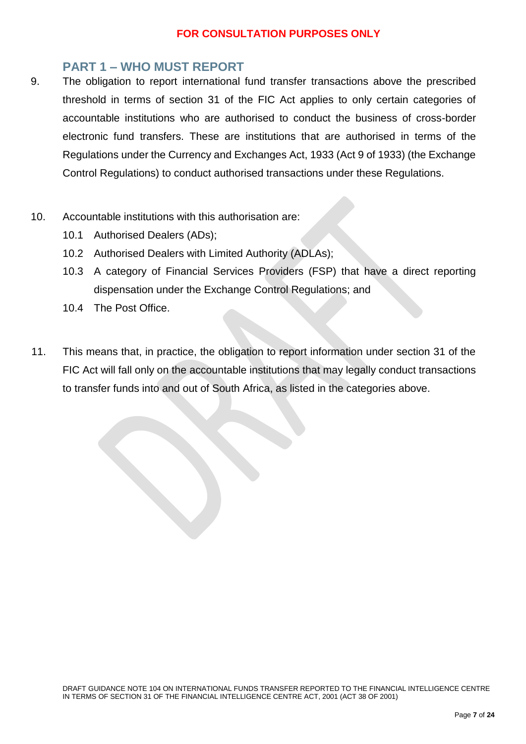## PART 1 – WHO MUST REPORT

9. The obligation to report international fund transfer transactions above the prescribed threshold in terms of section 31 of the FIC Act applies to only certain categories of accountable institutions who are authorised to conduct the business of cross-border electronic fund transfers. These are institutions that are authorised in terms of the Regulations under the Currency and Exchanges Act, 1933 (Act 9 of 1933) (the Exchange Control Regulations) to conduct authorised transactions under these Regulations.

10. Accountable institutions with this authorisation are:

    10.1 Authorised Dealers (ADs);

    10.2 Authorised Dealers with Limited Authority (ADLAs);

    10.3 A category of Financial Services Providers (FSP) that have a direct reporting dispensation under the Exchange Control Regulations; and

    10.4 The Post Office.

11. This means that, in practice, the obligation to report information under section 31 of the FIC Act will fall only on the accountable institutions that may legally conduct transactions to transfer funds into and out of South Africa, as listed in the categories above.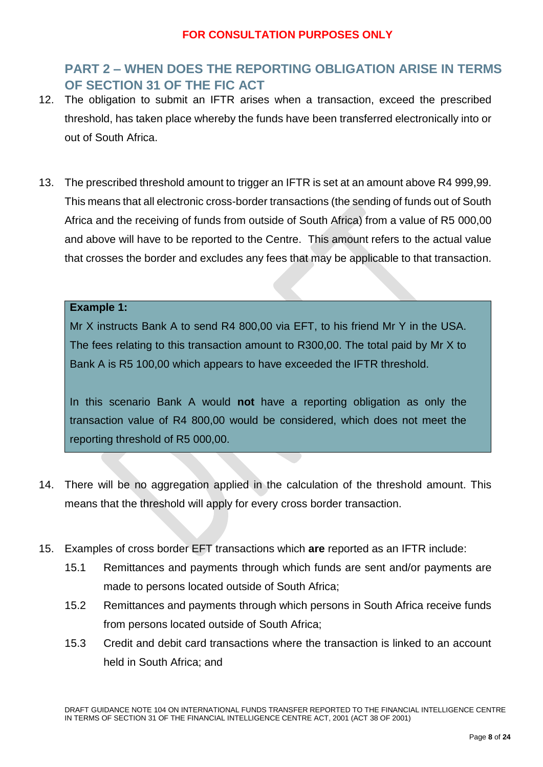**FOR CONSULTATION PURPOSES ONLY**

## PART 2 – WHEN DOES THE REPORTING OBLIGATION ARISE IN TERMS OF SECTION 31 OF THE FIC ACT

12. The obligation to submit an IFTR arises when a transaction, exceed the prescribed threshold, has taken place whereby the funds have been transferred electronically into or out of South Africa.

13. The prescribed threshold amount to trigger an IFTR is set at an amount above R4 999,99. This means that all electronic cross-border transactions (the sending of funds out of South Africa and the receiving of funds from outside of South Africa) from a value of R5 000,00 and above will have to be reported to the Centre. This amount refers to the actual value that crosses the border and excludes any fees that may be applicable to that transaction.

> **Example 1:**
>
> Mr X instructs Bank A to send R4 800,00 via EFT, to his friend Mr Y in the USA. The fees relating to this transaction amount to R300,00. The total paid by Mr X to Bank A is R5 100,00 which appears to have exceeded the IFTR threshold.
>
> In this scenario Bank A would **not** have a reporting obligation as only the transaction value of R4 800,00 would be considered, which does not meet the reporting threshold of R5 000,00.

14. There will be no aggregation applied in the calculation of the threshold amount. This means that the threshold will apply for every cross border transaction.

15. Examples of cross border EFT transactions which **are** reported as an IFTR include:
    - 15.1 Remittances and payments through which funds are sent and/or payments are made to persons located outside of South Africa;
    - 15.2 Remittances and payments through which persons in South Africa receive funds from persons located outside of South Africa;
    - 15.3 Credit and debit card transactions where the transaction is linked to an account held in South Africa; and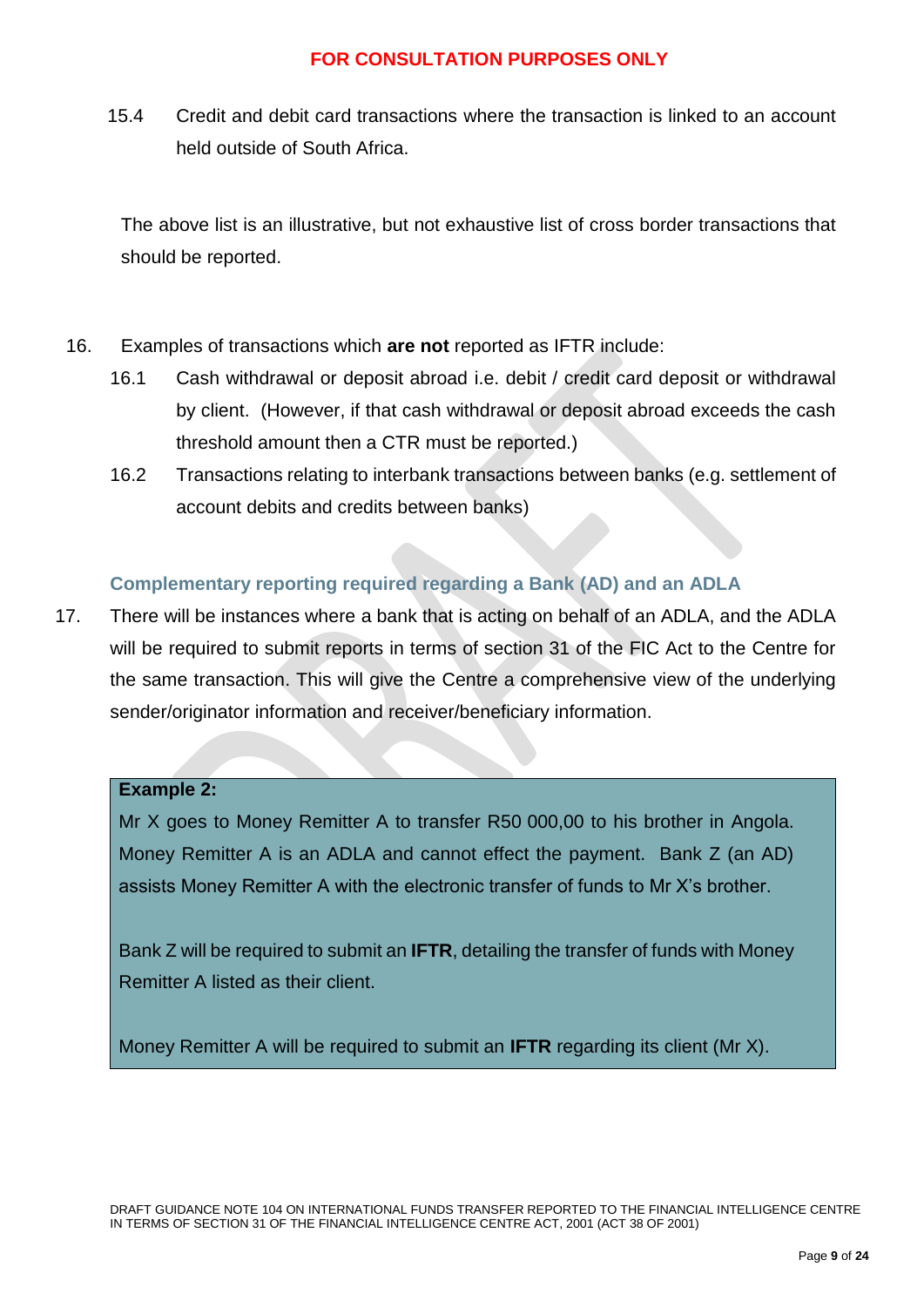15.4 Credit and debit card transactions where the transaction is linked to an account held outside of South Africa.

The above list is an illustrative, but not exhaustive list of cross border transactions that should be reported.

16. Examples of transactions which **are not** reported as IFTR include:

16.1 Cash withdrawal or deposit abroad i.e. debit / credit card deposit or withdrawal by client. (However, if that cash withdrawal or deposit abroad exceeds the cash threshold amount then a CTR must be reported.)

16.2 Transactions relating to interbank transactions between banks (e.g. settlement of account debits and credits between banks)

### Complementary reporting required regarding a Bank (AD) and an ADLA

17. There will be instances where a bank that is acting on behalf of an ADLA, and the ADLA will be required to submit reports in terms of section 31 of the FIC Act to the Centre for the same transaction. This will give the Centre a comprehensive view of the underlying sender/originator information and receiver/beneficiary information.

**Example 2:**

Mr X goes to Money Remitter A to transfer R50 000,00 to his brother in Angola. Money Remitter A is an ADLA and cannot effect the payment. Bank Z (an AD) assists Money Remitter A with the electronic transfer of funds to Mr X's brother.

Bank Z will be required to submit an **IFTR**, detailing the transfer of funds with Money Remitter A listed as their client.

Money Remitter A will be required to submit an **IFTR** regarding its client (Mr X).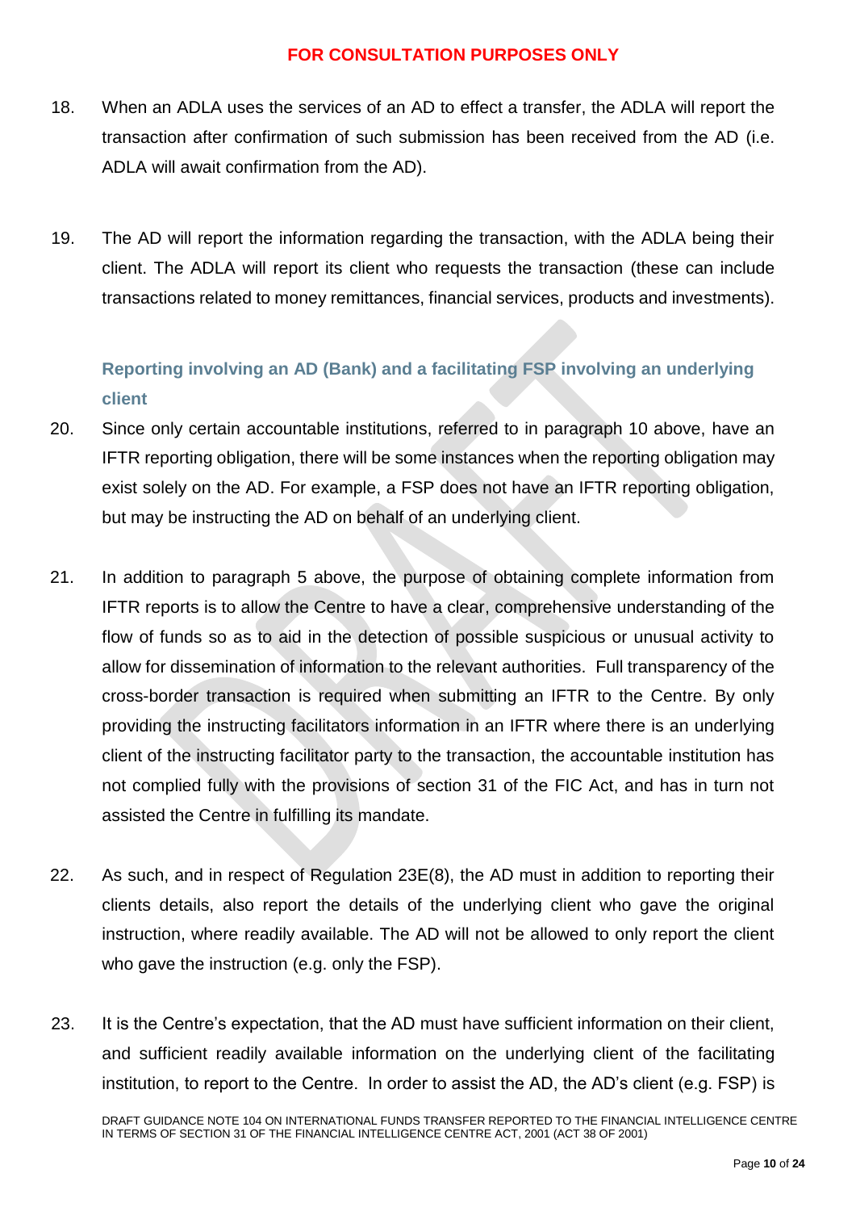18. When an ADLA uses the services of an AD to effect a transfer, the ADLA will report the transaction after confirmation of such submission has been received from the AD (i.e. ADLA will await confirmation from the AD).

19. The AD will report the information regarding the transaction, with the ADLA being their client. The ADLA will report its client who requests the transaction (these can include transactions related to money remittances, financial services, products and investments).

### Reporting involving an AD (Bank) and a facilitating FSP involving an underlying client

20. Since only certain accountable institutions, referred to in paragraph 10 above, have an IFTR reporting obligation, there will be some instances when the reporting obligation may exist solely on the AD. For example, a FSP does not have an IFTR reporting obligation, but may be instructing the AD on behalf of an underlying client.

21. In addition to paragraph 5 above, the purpose of obtaining complete information from IFTR reports is to allow the Centre to have a clear, comprehensive understanding of the flow of funds so as to aid in the detection of possible suspicious or unusual activity to allow for dissemination of information to the relevant authorities. Full transparency of the cross-border transaction is required when submitting an IFTR to the Centre. By only providing the instructing facilitators information in an IFTR where there is an underlying client of the instructing facilitator party to the transaction, the accountable institution has not complied fully with the provisions of section 31 of the FIC Act, and has in turn not assisted the Centre in fulfilling its mandate.

22. As such, and in respect of Regulation 23E(8), the AD must in addition to reporting their clients details, also report the details of the underlying client who gave the original instruction, where readily available. The AD will not be allowed to only report the client who gave the instruction (e.g. only the FSP).

23. It is the Centre's expectation, that the AD must have sufficient information on their client, and sufficient readily available information on the underlying client of the facilitating institution, to report to the Centre. In order to assist the AD, the AD's client (e.g. FSP) is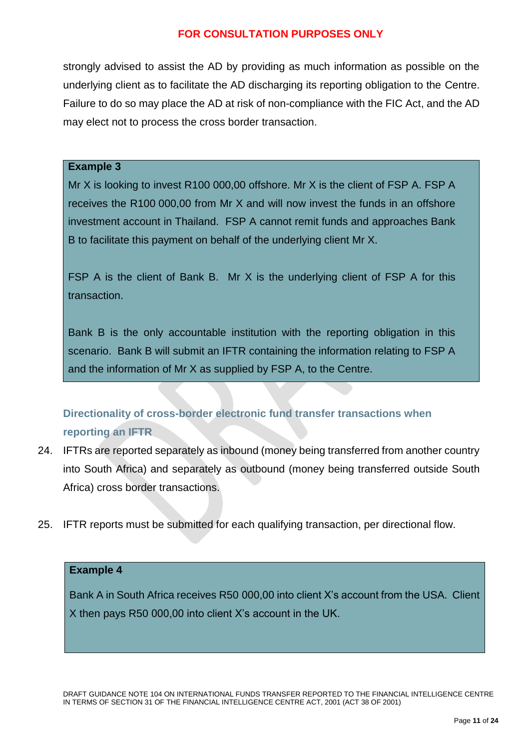strongly advised to assist the AD by providing as much information as possible on the underlying client as to facilitate the AD discharging its reporting obligation to the Centre. Failure to do so may place the AD at risk of non-compliance with the FIC Act, and the AD may elect not to process the cross border transaction.

> **Example 3**
>
> Mr X is looking to invest R100 000,00 offshore. Mr X is the client of FSP A. FSP A receives the R100 000,00 from Mr X and will now invest the funds in an offshore investment account in Thailand. FSP A cannot remit funds and approaches Bank B to facilitate this payment on behalf of the underlying client Mr X.
>
> FSP A is the client of Bank B. Mr X is the underlying client of FSP A for this transaction.
>
> Bank B is the only accountable institution with the reporting obligation in this scenario. Bank B will submit an IFTR containing the information relating to FSP A and the information of Mr X as supplied by FSP A, to the Centre.

### Directionality of cross-border electronic fund transfer transactions when reporting an IFTR

24. IFTRs are reported separately as inbound (money being transferred from another country into South Africa) and separately as outbound (money being transferred outside South Africa) cross border transactions.

25. IFTR reports must be submitted for each qualifying transaction, per directional flow.

> **Example 4**
>
> Bank A in South Africa receives R50 000,00 into client X's account from the USA. Client X then pays R50 000,00 into client X's account in the UK.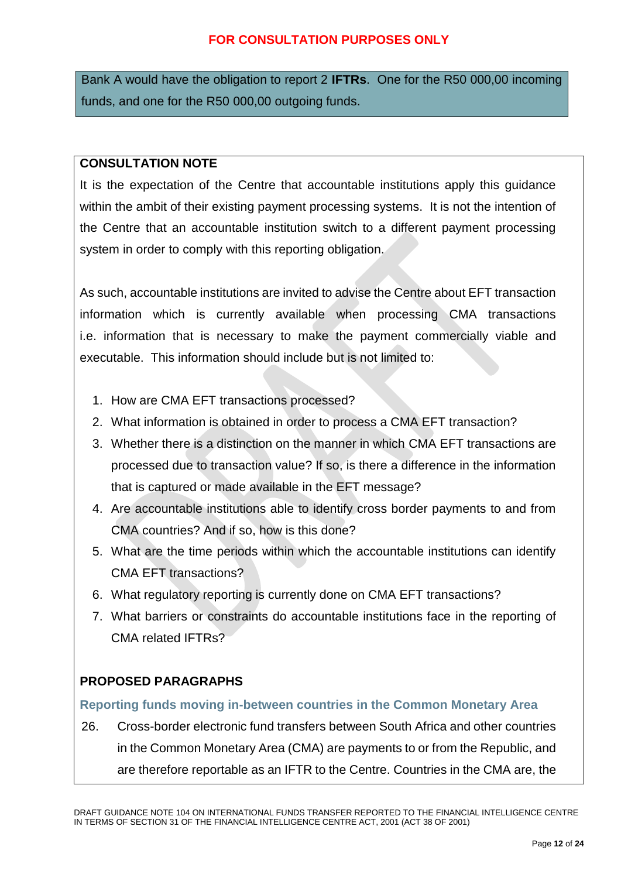Bank A would have the obligation to report 2 **IFTRs**. One for the R50 000,00 incoming funds, and one for the R50 000,00 outgoing funds.

**CONSULTATION NOTE**

It is the expectation of the Centre that accountable institutions apply this guidance within the ambit of their existing payment processing systems. It is not the intention of the Centre that an accountable institution switch to a different payment processing system in order to comply with this reporting obligation.

As such, accountable institutions are invited to advise the Centre about EFT transaction information which is currently available when processing CMA transactions i.e. information that is necessary to make the payment commercially viable and executable. This information should include but is not limited to:

1. How are CMA EFT transactions processed?
2. What information is obtained in order to process a CMA EFT transaction?
3. Whether there is a distinction on the manner in which CMA EFT transactions are processed due to transaction value? If so, is there a difference in the information that is captured or made available in the EFT message?
4. Are accountable institutions able to identify cross border payments to and from CMA countries? And if so, how is this done?
5. What are the time periods within which the accountable institutions can identify CMA EFT transactions?
6. What regulatory reporting is currently done on CMA EFT transactions?
7. What barriers or constraints do accountable institutions face in the reporting of CMA related IFTRs?

**PROPOSED PARAGRAPHS**

### Reporting funds moving in-between countries in the Common Monetary Area

26. Cross-border electronic fund transfers between South Africa and other countries in the Common Monetary Area (CMA) are payments to or from the Republic, and are therefore reportable as an IFTR to the Centre. Countries in the CMA are, the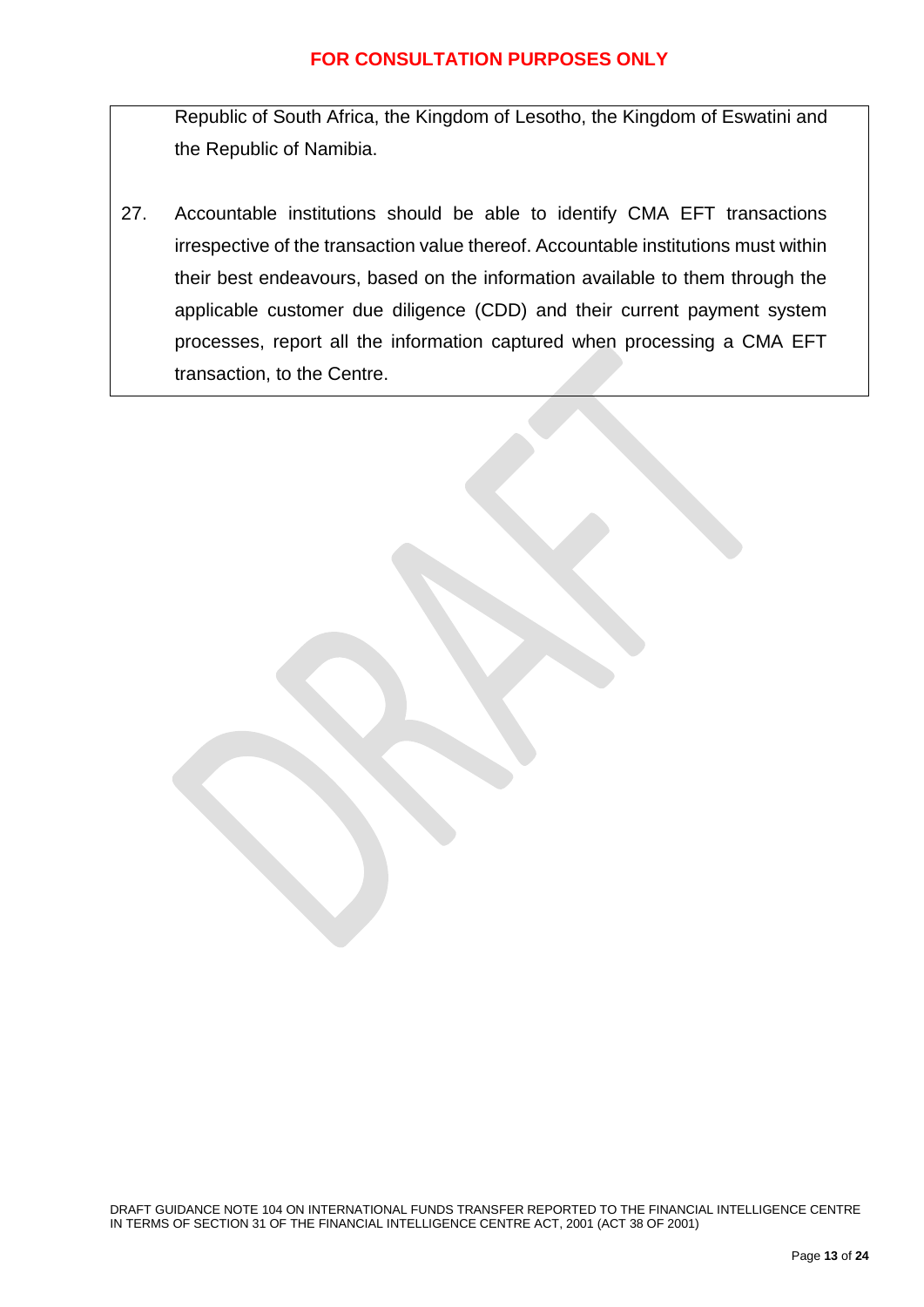Republic of South Africa, the Kingdom of Lesotho, the Kingdom of Eswatini and the Republic of Namibia.

27. Accountable institutions should be able to identify CMA EFT transactions irrespective of the transaction value thereof. Accountable institutions must within their best endeavours, based on the information available to them through the applicable customer due diligence (CDD) and their current payment system processes, report all the information captured when processing a CMA EFT transaction, to the Centre.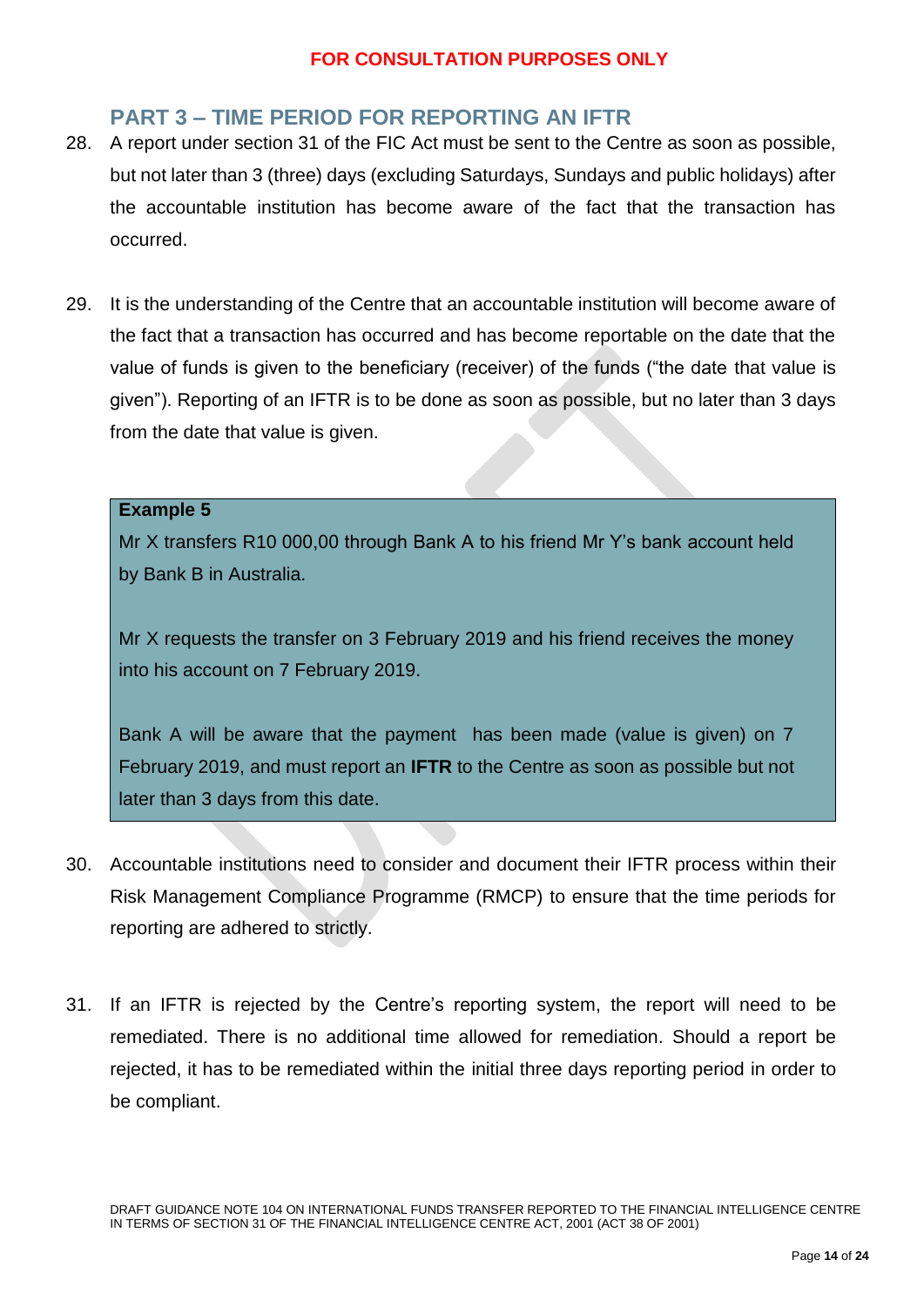FOR CONSULTATION PURPOSES ONLY

## PART 3 – TIME PERIOD FOR REPORTING AN IFTR

28. A report under section 31 of the FIC Act must be sent to the Centre as soon as possible, but not later than 3 (three) days (excluding Saturdays, Sundays and public holidays) after the accountable institution has become aware of the fact that the transaction has occurred.

29. It is the understanding of the Centre that an accountable institution will become aware of the fact that a transaction has occurred and has become reportable on the date that the value of funds is given to the beneficiary (receiver) of the funds ("the date that value is given"). Reporting of an IFTR is to be done as soon as possible, but no later than 3 days from the date that value is given.

> **Example 5**
>
> Mr X transfers R10 000,00 through Bank A to his friend Mr Y's bank account held by Bank B in Australia.
>
> Mr X requests the transfer on 3 February 2019 and his friend receives the money into his account on 7 February 2019.
>
> Bank A will be aware that the payment has been made (value is given) on 7 February 2019, and must report an **IFTR** to the Centre as soon as possible but not later than 3 days from this date.

30. Accountable institutions need to consider and document their IFTR process within their Risk Management Compliance Programme (RMCP) to ensure that the time periods for reporting are adhered to strictly.

31. If an IFTR is rejected by the Centre's reporting system, the report will need to be remediated. There is no additional time allowed for remediation. Should a report be rejected, it has to be remediated within the initial three days reporting period in order to be compliant.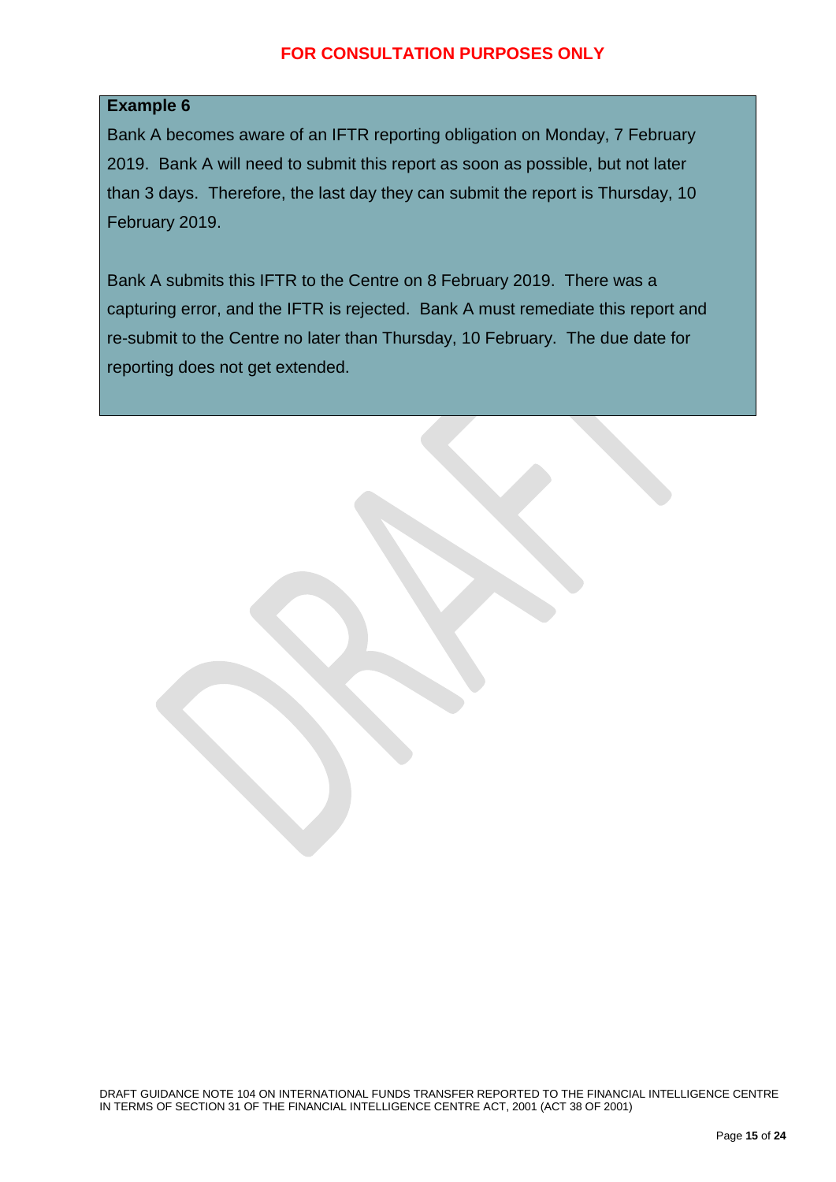**Example 6**

Bank A becomes aware of an IFTR reporting obligation on Monday, 7 February 2019. Bank A will need to submit this report as soon as possible, but not later than 3 days. Therefore, the last day they can submit the report is Thursday, 10 February 2019.

Bank A submits this IFTR to the Centre on 8 February 2019. There was a capturing error, and the IFTR is rejected. Bank A must remediate this report and re-submit to the Centre no later than Thursday, 10 February. The due date for reporting does not get extended.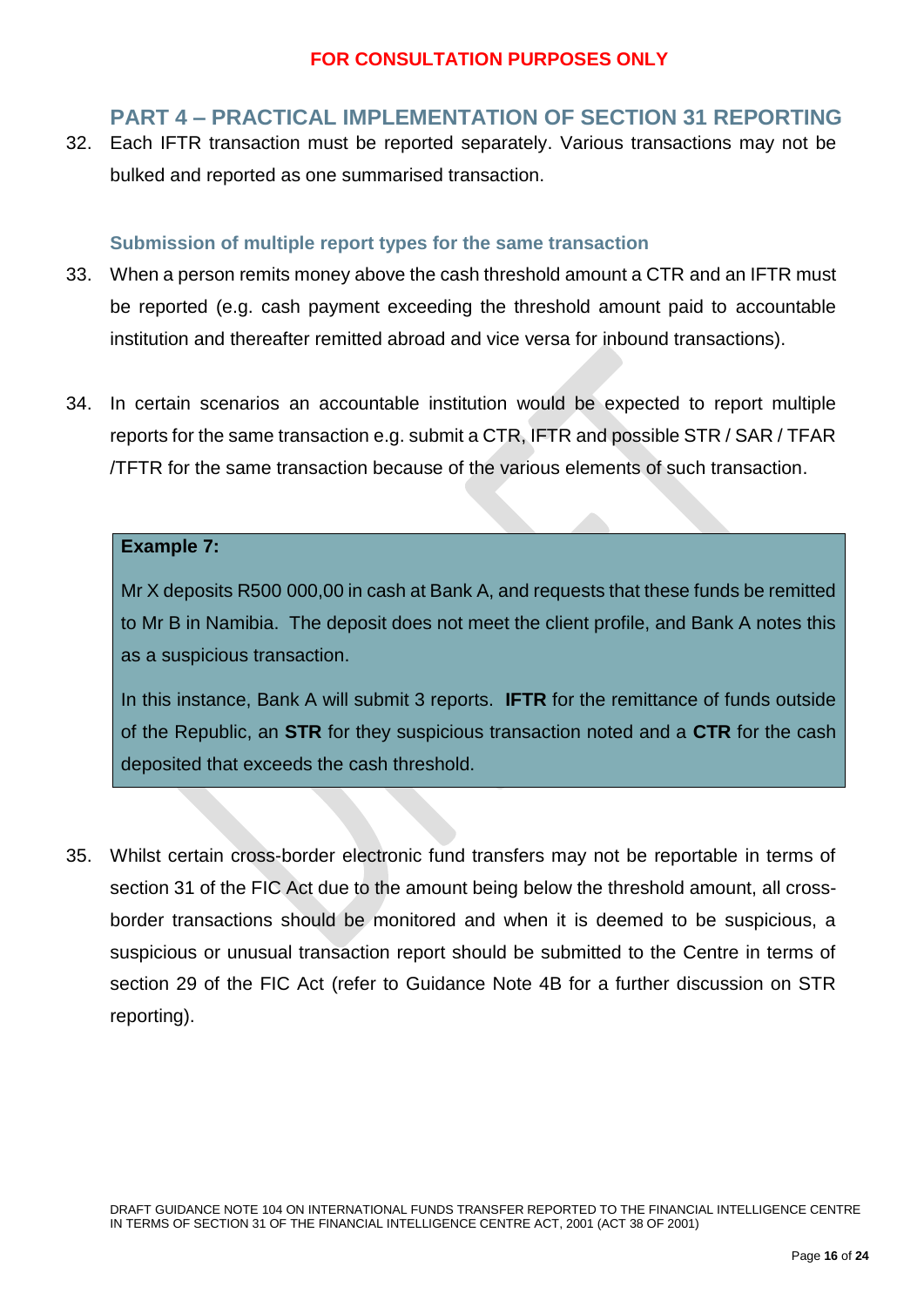## PART 4 – PRACTICAL IMPLEMENTATION OF SECTION 31 REPORTING

32. Each IFTR transaction must be reported separately. Various transactions may not be bulked and reported as one summarised transaction.

### Submission of multiple report types for the same transaction

33. When a person remits money above the cash threshold amount a CTR and an IFTR must be reported (e.g. cash payment exceeding the threshold amount paid to accountable institution and thereafter remitted abroad and vice versa for inbound transactions).

34. In certain scenarios an accountable institution would be expected to report multiple reports for the same transaction e.g. submit a CTR, IFTR and possible STR / SAR / TFAR /TFTR for the same transaction because of the various elements of such transaction.

> **Example 7:**
>
> Mr X deposits R500 000,00 in cash at Bank A, and requests that these funds be remitted to Mr B in Namibia. The deposit does not meet the client profile, and Bank A notes this as a suspicious transaction.
>
> In this instance, Bank A will submit 3 reports. **IFTR** for the remittance of funds outside of the Republic, an **STR** for they suspicious transaction noted and a **CTR** for the cash deposited that exceeds the cash threshold.

35. Whilst certain cross-border electronic fund transfers may not be reportable in terms of section 31 of the FIC Act due to the amount being below the threshold amount, all cross-border transactions should be monitored and when it is deemed to be suspicious, a suspicious or unusual transaction report should be submitted to the Centre in terms of section 29 of the FIC Act (refer to Guidance Note 4B for a further discussion on STR reporting).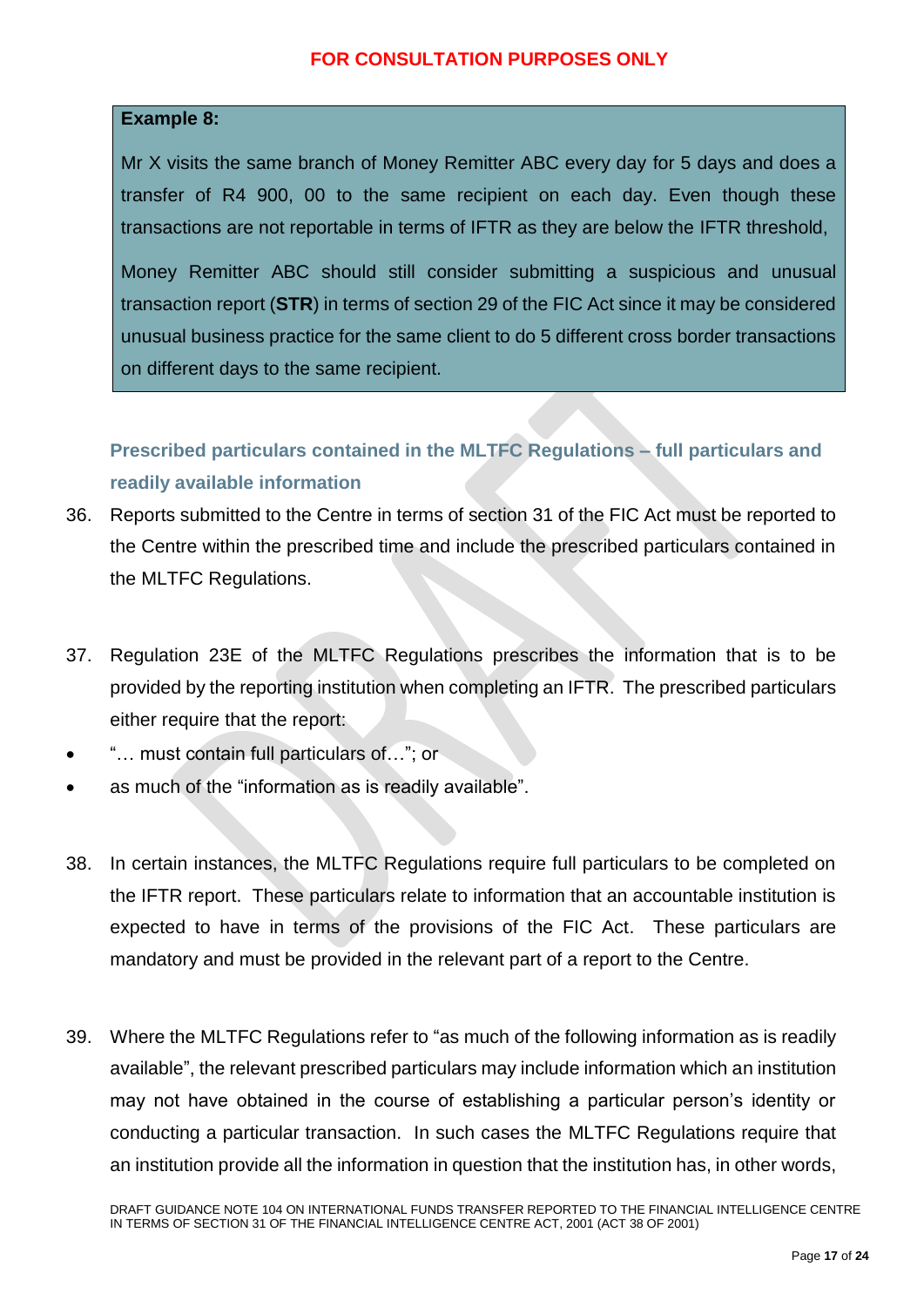**Example 8:**

Mr X visits the same branch of Money Remitter ABC every day for 5 days and does a transfer of R4 900, 00 to the same recipient on each day. Even though these transactions are not reportable in terms of IFTR as they are below the IFTR threshold,

Money Remitter ABC should still consider submitting a suspicious and unusual transaction report (**STR**) in terms of section 29 of the FIC Act since it may be considered unusual business practice for the same client to do 5 different cross border transactions on different days to the same recipient.

### Prescribed particulars contained in the MLTFC Regulations – full particulars and readily available information

36. Reports submitted to the Centre in terms of section 31 of the FIC Act must be reported to the Centre within the prescribed time and include the prescribed particulars contained in the MLTFC Regulations.

37. Regulation 23E of the MLTFC Regulations prescribes the information that is to be provided by the reporting institution when completing an IFTR. The prescribed particulars either require that the report:

- "… must contain full particulars of…"; or
- as much of the "information as is readily available".

38. In certain instances, the MLTFC Regulations require full particulars to be completed on the IFTR report. These particulars relate to information that an accountable institution is expected to have in terms of the provisions of the FIC Act. These particulars are mandatory and must be provided in the relevant part of a report to the Centre.

39. Where the MLTFC Regulations refer to "as much of the following information as is readily available", the relevant prescribed particulars may include information which an institution may not have obtained in the course of establishing a particular person's identity or conducting a particular transaction. In such cases the MLTFC Regulations require that an institution provide all the information in question that the institution has, in other words,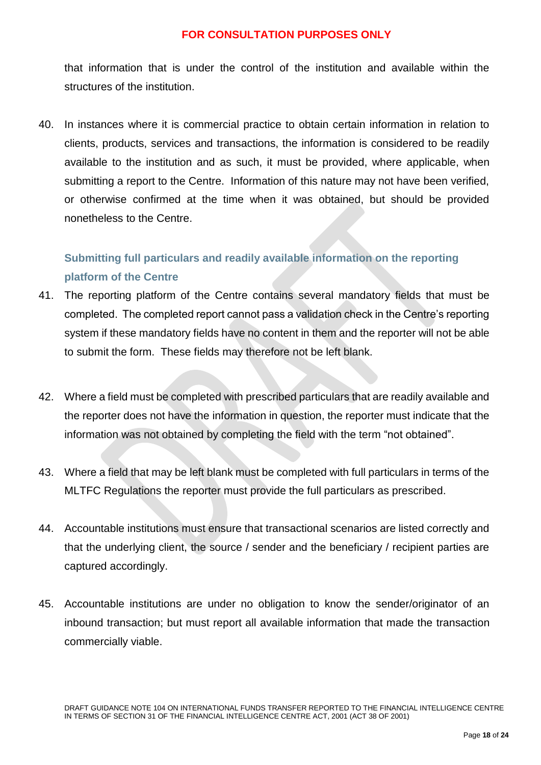that information that is under the control of the institution and available within the structures of the institution.

40. In instances where it is commercial practice to obtain certain information in relation to clients, products, services and transactions, the information is considered to be readily available to the institution and as such, it must be provided, where applicable, when submitting a report to the Centre. Information of this nature may not have been verified, or otherwise confirmed at the time when it was obtained, but should be provided nonetheless to the Centre.

### Submitting full particulars and readily available information on the reporting platform of the Centre

41. The reporting platform of the Centre contains several mandatory fields that must be completed. The completed report cannot pass a validation check in the Centre's reporting system if these mandatory fields have no content in them and the reporter will not be able to submit the form. These fields may therefore not be left blank.

42. Where a field must be completed with prescribed particulars that are readily available and the reporter does not have the information in question, the reporter must indicate that the information was not obtained by completing the field with the term "not obtained".

43. Where a field that may be left blank must be completed with full particulars in terms of the MLTFC Regulations the reporter must provide the full particulars as prescribed.

44. Accountable institutions must ensure that transactional scenarios are listed correctly and that the underlying client, the source / sender and the beneficiary / recipient parties are captured accordingly.

45. Accountable institutions are under no obligation to know the sender/originator of an inbound transaction; but must report all available information that made the transaction commercially viable.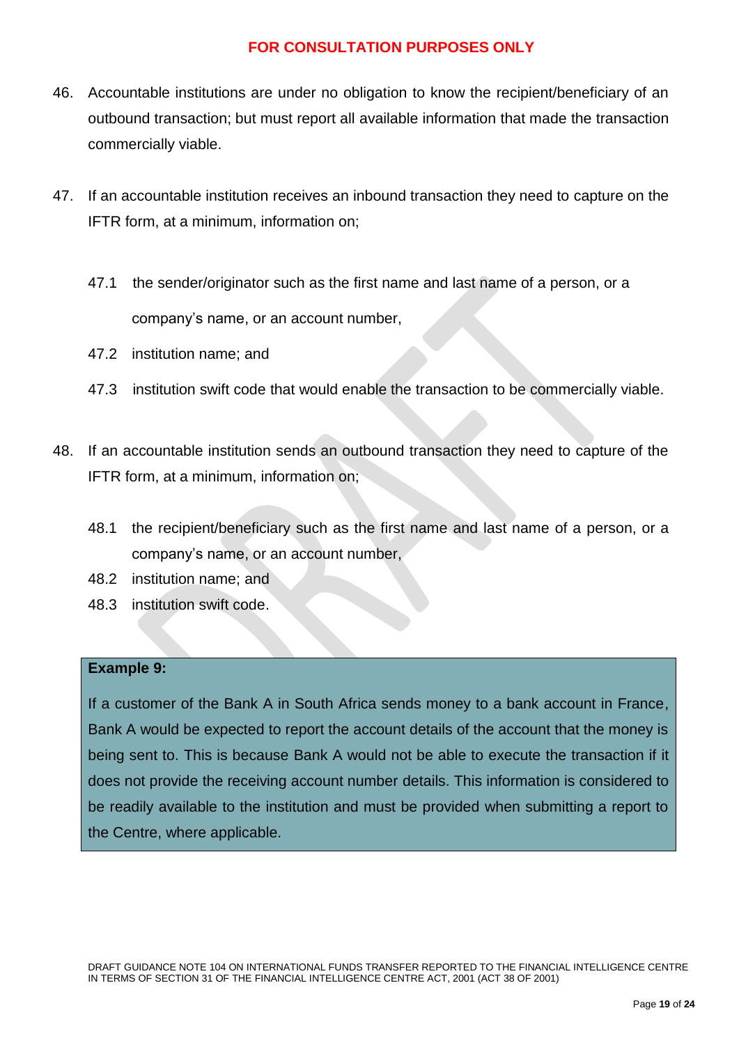**FOR CONSULTATION PURPOSES ONLY**

46. Accountable institutions are under no obligation to know the recipient/beneficiary of an outbound transaction; but must report all available information that made the transaction commercially viable.

47. If an accountable institution receives an inbound transaction they need to capture on the IFTR form, at a minimum, information on;

    47.1 the sender/originator such as the first name and last name of a person, or a company's name, or an account number,

    47.2 institution name; and

    47.3 institution swift code that would enable the transaction to be commercially viable.

48. If an accountable institution sends an outbound transaction they need to capture of the IFTR form, at a minimum, information on;

    48.1 the recipient/beneficiary such as the first name and last name of a person, or a company's name, or an account number,

    48.2 institution name; and

    48.3 institution swift code.

**Example 9:**

If a customer of the Bank A in South Africa sends money to a bank account in France, Bank A would be expected to report the account details of the account that the money is being sent to. This is because Bank A would not be able to execute the transaction if it does not provide the receiving account number details. This information is considered to be readily available to the institution and must be provided when submitting a report to the Centre, where applicable.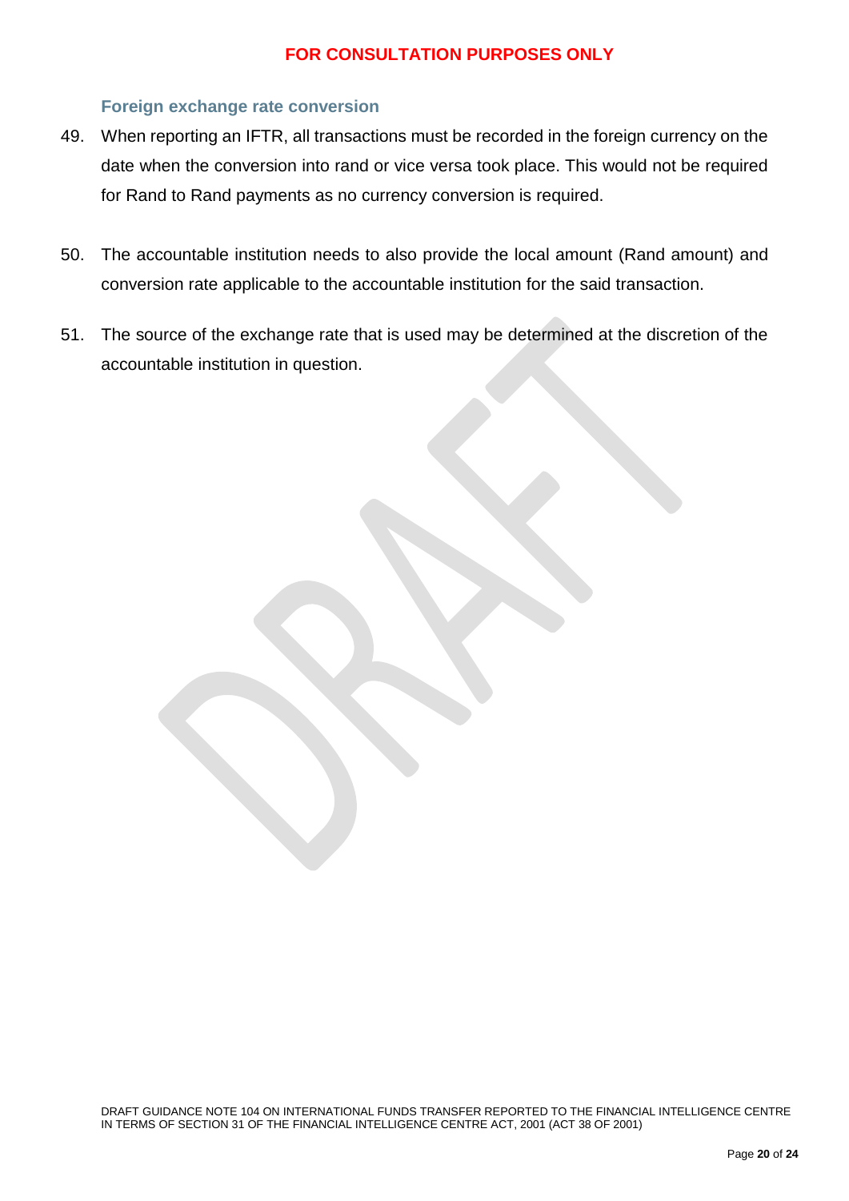### Foreign exchange rate conversion

49. When reporting an IFTR, all transactions must be recorded in the foreign currency on the date when the conversion into rand or vice versa took place. This would not be required for Rand to Rand payments as no currency conversion is required.

50. The accountable institution needs to also provide the local amount (Rand amount) and conversion rate applicable to the accountable institution for the said transaction.

51. The source of the exchange rate that is used may be determined at the discretion of the accountable institution in question.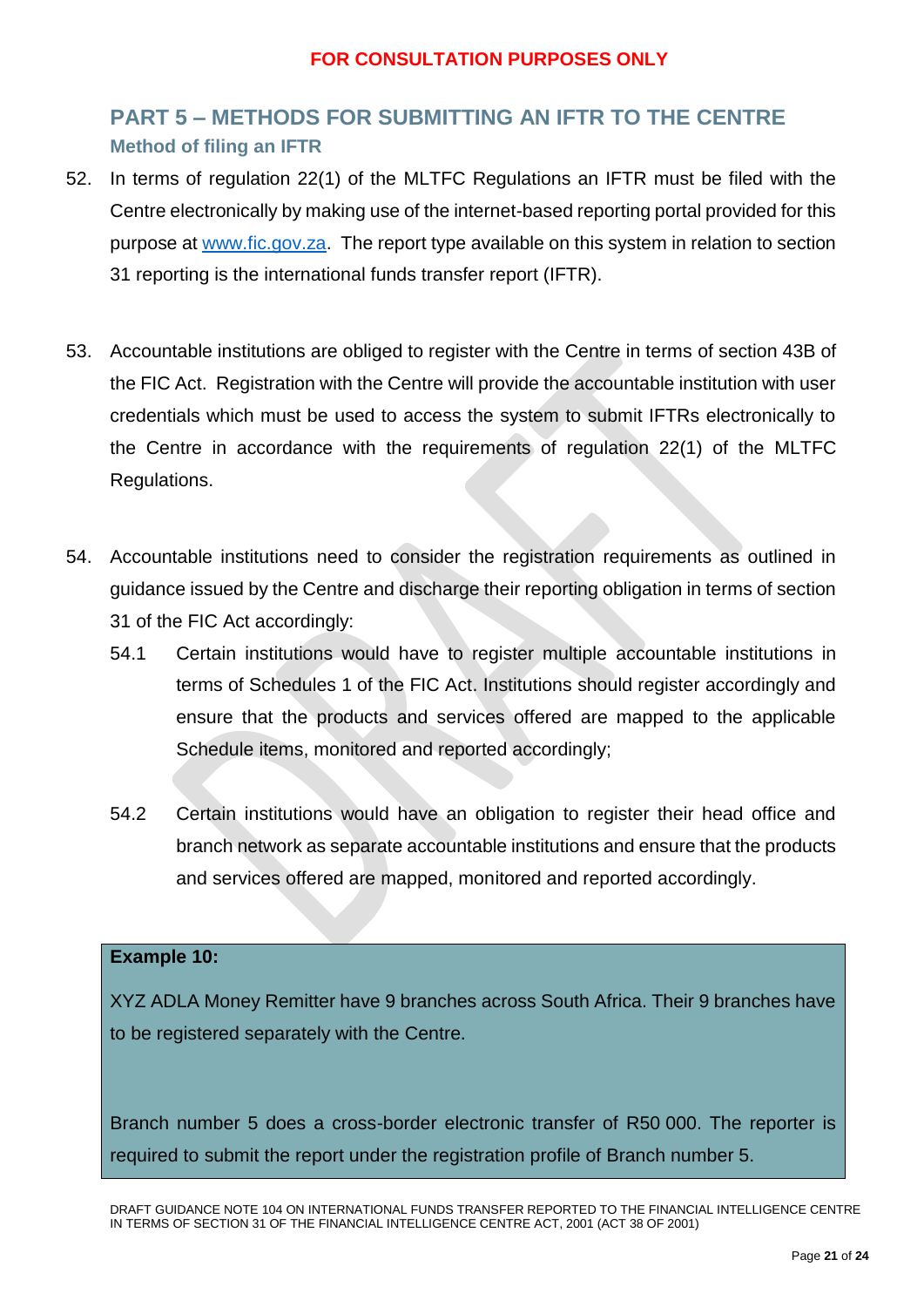FOR CONSULTATION PURPOSES ONLY

## PART 5 – METHODS FOR SUBMITTING AN IFTR TO THE CENTRE

### Method of filing an IFTR

52. In terms of regulation 22(1) of the MLTFC Regulations an IFTR must be filed with the Centre electronically by making use of the internet-based reporting portal provided for this purpose at www.fic.gov.za. The report type available on this system in relation to section 31 reporting is the international funds transfer report (IFTR).

53. Accountable institutions are obliged to register with the Centre in terms of section 43B of the FIC Act. Registration with the Centre will provide the accountable institution with user credentials which must be used to access the system to submit IFTRs electronically to the Centre in accordance with the requirements of regulation 22(1) of the MLTFC Regulations.

54. Accountable institutions need to consider the registration requirements as outlined in guidance issued by the Centre and discharge their reporting obligation in terms of section 31 of the FIC Act accordingly:

    54.1 Certain institutions would have to register multiple accountable institutions in terms of Schedules 1 of the FIC Act. Institutions should register accordingly and ensure that the products and services offered are mapped to the applicable Schedule items, monitored and reported accordingly;

    54.2 Certain institutions would have an obligation to register their head office and branch network as separate accountable institutions and ensure that the products and services offered are mapped, monitored and reported accordingly.

**Example 10:**

XYZ ADLA Money Remitter have 9 branches across South Africa. Their 9 branches have to be registered separately with the Centre.

Branch number 5 does a cross-border electronic transfer of R50 000. The reporter is required to submit the report under the registration profile of Branch number 5.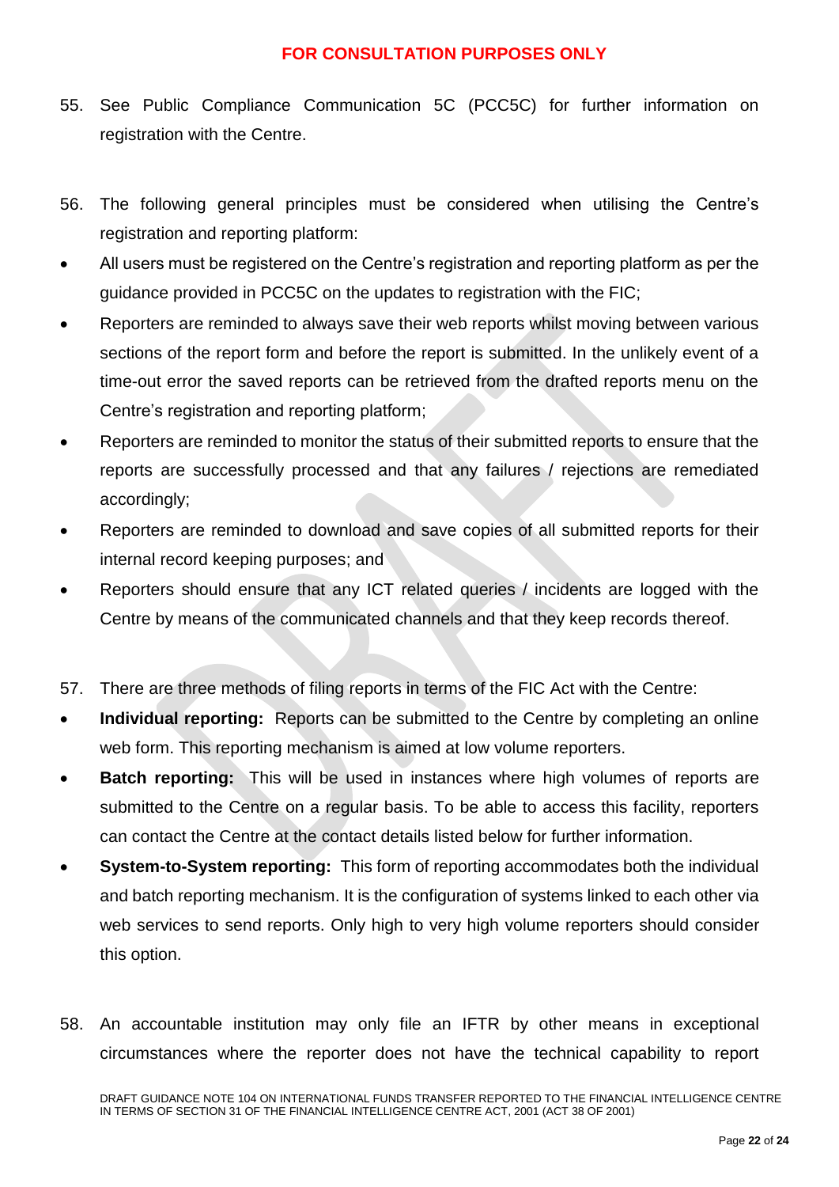FOR CONSULTATION PURPOSES ONLY

55. See Public Compliance Communication 5C (PCC5C) for further information on registration with the Centre.

56. The following general principles must be considered when utilising the Centre's registration and reporting platform:

- All users must be registered on the Centre's registration and reporting platform as per the guidance provided in PCC5C on the updates to registration with the FIC;
- Reporters are reminded to always save their web reports whilst moving between various sections of the report form and before the report is submitted. In the unlikely event of a time-out error the saved reports can be retrieved from the drafted reports menu on the Centre's registration and reporting platform;
- Reporters are reminded to monitor the status of their submitted reports to ensure that the reports are successfully processed and that any failures / rejections are remediated accordingly;
- Reporters are reminded to download and save copies of all submitted reports for their internal record keeping purposes; and
- Reporters should ensure that any ICT related queries / incidents are logged with the Centre by means of the communicated channels and that they keep records thereof.

57. There are three methods of filing reports in terms of the FIC Act with the Centre:

- **Individual reporting:** Reports can be submitted to the Centre by completing an online web form. This reporting mechanism is aimed at low volume reporters.
- **Batch reporting:** This will be used in instances where high volumes of reports are submitted to the Centre on a regular basis. To be able to access this facility, reporters can contact the Centre at the contact details listed below for further information.
- **System-to-System reporting:** This form of reporting accommodates both the individual and batch reporting mechanism. It is the configuration of systems linked to each other via web services to send reports. Only high to very high volume reporters should consider this option.

58. An accountable institution may only file an IFTR by other means in exceptional circumstances where the reporter does not have the technical capability to report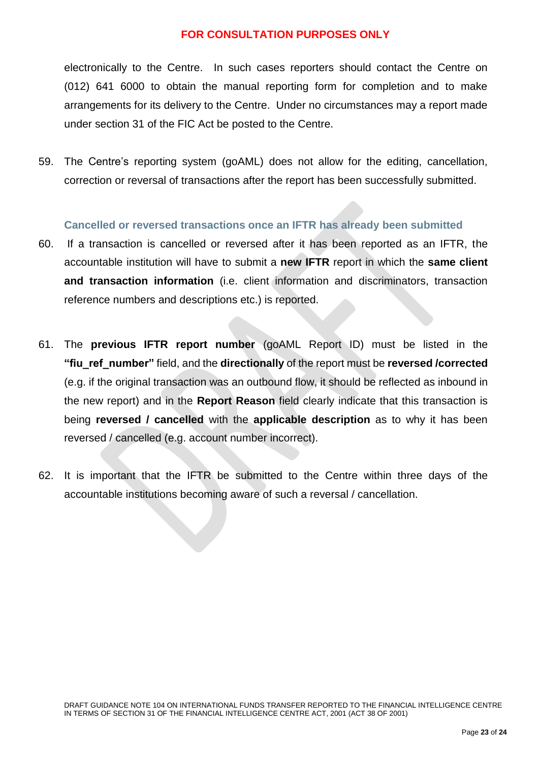electronically to the Centre. In such cases reporters should contact the Centre on (012) 641 6000 to obtain the manual reporting form for completion and to make arrangements for its delivery to the Centre. Under no circumstances may a report made under section 31 of the FIC Act be posted to the Centre.

59. The Centre's reporting system (goAML) does not allow for the editing, cancellation, correction or reversal of transactions after the report has been successfully submitted.

### Cancelled or reversed transactions once an IFTR has already been submitted

60. If a transaction is cancelled or reversed after it has been reported as an IFTR, the accountable institution will have to submit a **new IFTR** report in which the **same client and transaction information** (i.e. client information and discriminators, transaction reference numbers and descriptions etc.) is reported.

61. The **previous IFTR report number** (goAML Report ID) must be listed in the **"fiu_ref_number"** field, and the **directionally** of the report must be **reversed /corrected** (e.g. if the original transaction was an outbound flow, it should be reflected as inbound in the new report) and in the **Report Reason** field clearly indicate that this transaction is being **reversed / cancelled** with the **applicable description** as to why it has been reversed / cancelled (e.g. account number incorrect).

62. It is important that the IFTR be submitted to the Centre within three days of the accountable institutions becoming aware of such a reversal / cancellation.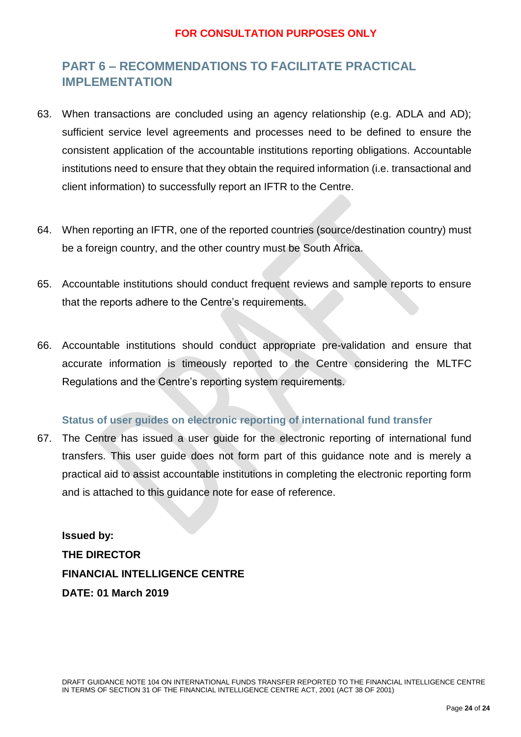## PART 6 – RECOMMENDATIONS TO FACILITATE PRACTICAL IMPLEMENTATION

63. When transactions are concluded using an agency relationship (e.g. ADLA and AD); sufficient service level agreements and processes need to be defined to ensure the consistent application of the accountable institutions reporting obligations. Accountable institutions need to ensure that they obtain the required information (i.e. transactional and client information) to successfully report an IFTR to the Centre.

64. When reporting an IFTR, one of the reported countries (source/destination country) must be a foreign country, and the other country must be South Africa.

65. Accountable institutions should conduct frequent reviews and sample reports to ensure that the reports adhere to the Centre's requirements.

66. Accountable institutions should conduct appropriate pre-validation and ensure that accurate information is timeously reported to the Centre considering the MLTFC Regulations and the Centre's reporting system requirements.

### Status of user guides on electronic reporting of international fund transfer

67. The Centre has issued a user guide for the electronic reporting of international fund transfers. This user guide does not form part of this guidance note and is merely a practical aid to assist accountable institutions in completing the electronic reporting form and is attached to this guidance note for ease of reference.

**Issued by:**
**THE DIRECTOR**
**FINANCIAL INTELLIGENCE CENTRE**
**DATE: 01 March 2019**